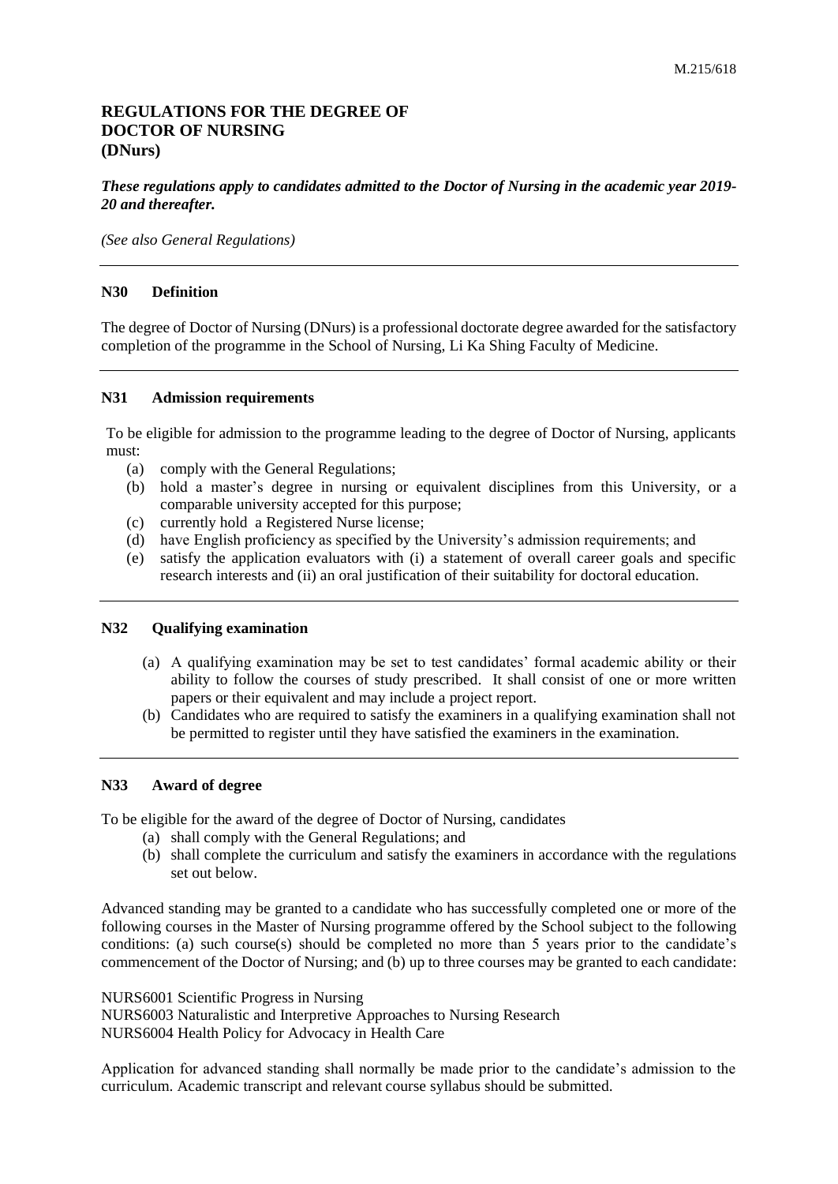M.215/618

# REGULATIONS FOR THE DEGREE OF DOCTOR OF NURSING (DNurs)

***These regulations apply to candidates admitted to the Doctor of Nursing in the academic year 2019-20 and thereafter.***

*(See also General Regulations)*

---

## N30 Definition

The degree of Doctor of Nursing (DNurs) is a professional doctorate degree awarded for the satisfactory completion of the programme in the School of Nursing, Li Ka Shing Faculty of Medicine.

---

## N31 Admission requirements

To be eligible for admission to the programme leading to the degree of Doctor of Nursing, applicants must:

(a) comply with the General Regulations;
(b) hold a master's degree in nursing or equivalent disciplines from this University, or a comparable university accepted for this purpose;
(c) currently hold a Registered Nurse license;
(d) have English proficiency as specified by the University's admission requirements; and
(e) satisfy the application evaluators with (i) a statement of overall career goals and specific research interests and (ii) an oral justification of their suitability for doctoral education.

---

## N32 Qualifying examination

(a) A qualifying examination may be set to test candidates' formal academic ability or their ability to follow the courses of study prescribed. It shall consist of one or more written papers or their equivalent and may include a project report.
(b) Candidates who are required to satisfy the examiners in a qualifying examination shall not be permitted to register until they have satisfied the examiners in the examination.

---

## N33 Award of degree

To be eligible for the award of the degree of Doctor of Nursing, candidates

(a) shall comply with the General Regulations; and
(b) shall complete the curriculum and satisfy the examiners in accordance with the regulations set out below.

Advanced standing may be granted to a candidate who has successfully completed one or more of the following courses in the Master of Nursing programme offered by the School subject to the following conditions: (a) such course(s) should be completed no more than 5 years prior to the candidate's commencement of the Doctor of Nursing; and (b) up to three courses may be granted to each candidate:

NURS6001 Scientific Progress in Nursing
NURS6003 Naturalistic and Interpretive Approaches to Nursing Research
NURS6004 Health Policy for Advocacy in Health Care

Application for advanced standing shall normally be made prior to the candidate's admission to the curriculum. Academic transcript and relevant course syllabus should be submitted.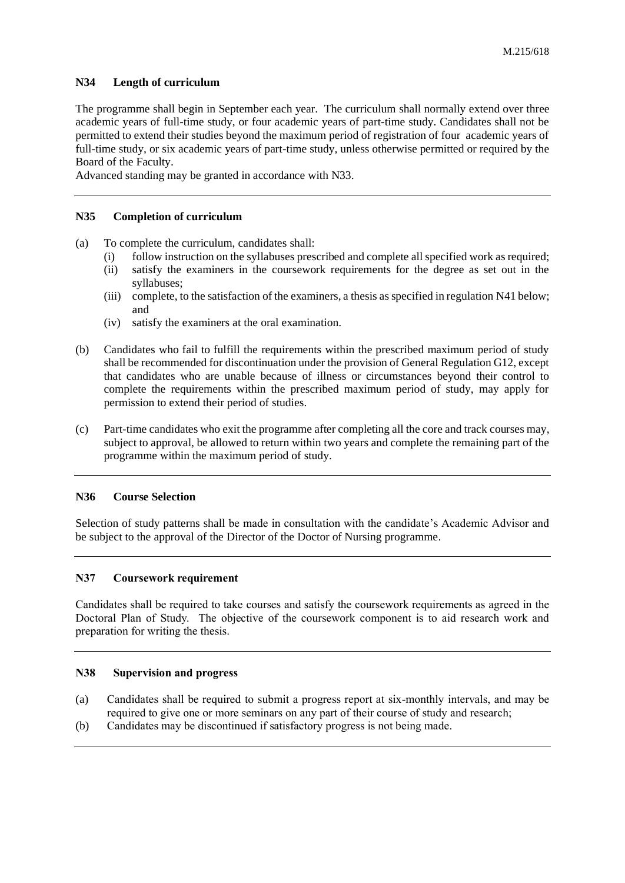### N34 Length of curriculum

The programme shall begin in September each year. The curriculum shall normally extend over three academic years of full-time study, or four academic years of part-time study. Candidates shall not be permitted to extend their studies beyond the maximum period of registration of four academic years of full-time study, or six academic years of part-time study, unless otherwise permitted or required by the Board of the Faculty.
Advanced standing may be granted in accordance with N33.

---

### N35 Completion of curriculum

(a) To complete the curriculum, candidates shall:
   (i) follow instruction on the syllabuses prescribed and complete all specified work as required;
   (ii) satisfy the examiners in the coursework requirements for the degree as set out in the syllabuses;
   (iii) complete, to the satisfaction of the examiners, a thesis as specified in regulation N41 below; and
   (iv) satisfy the examiners at the oral examination.

(b) Candidates who fail to fulfill the requirements within the prescribed maximum period of study shall be recommended for discontinuation under the provision of General Regulation G12, except that candidates who are unable because of illness or circumstances beyond their control to complete the requirements within the prescribed maximum period of study, may apply for permission to extend their period of studies.

(c) Part-time candidates who exit the programme after completing all the core and track courses may, subject to approval, be allowed to return within two years and complete the remaining part of the programme within the maximum period of study.

---

### N36 Course Selection

Selection of study patterns shall be made in consultation with the candidate's Academic Advisor and be subject to the approval of the Director of the Doctor of Nursing programme.

---

### N37 Coursework requirement

Candidates shall be required to take courses and satisfy the coursework requirements as agreed in the Doctoral Plan of Study. The objective of the coursework component is to aid research work and preparation for writing the thesis.

---

### N38 Supervision and progress

(a) Candidates shall be required to submit a progress report at six-monthly intervals, and may be required to give one or more seminars on any part of their course of study and research;
(b) Candidates may be discontinued if satisfactory progress is not being made.

---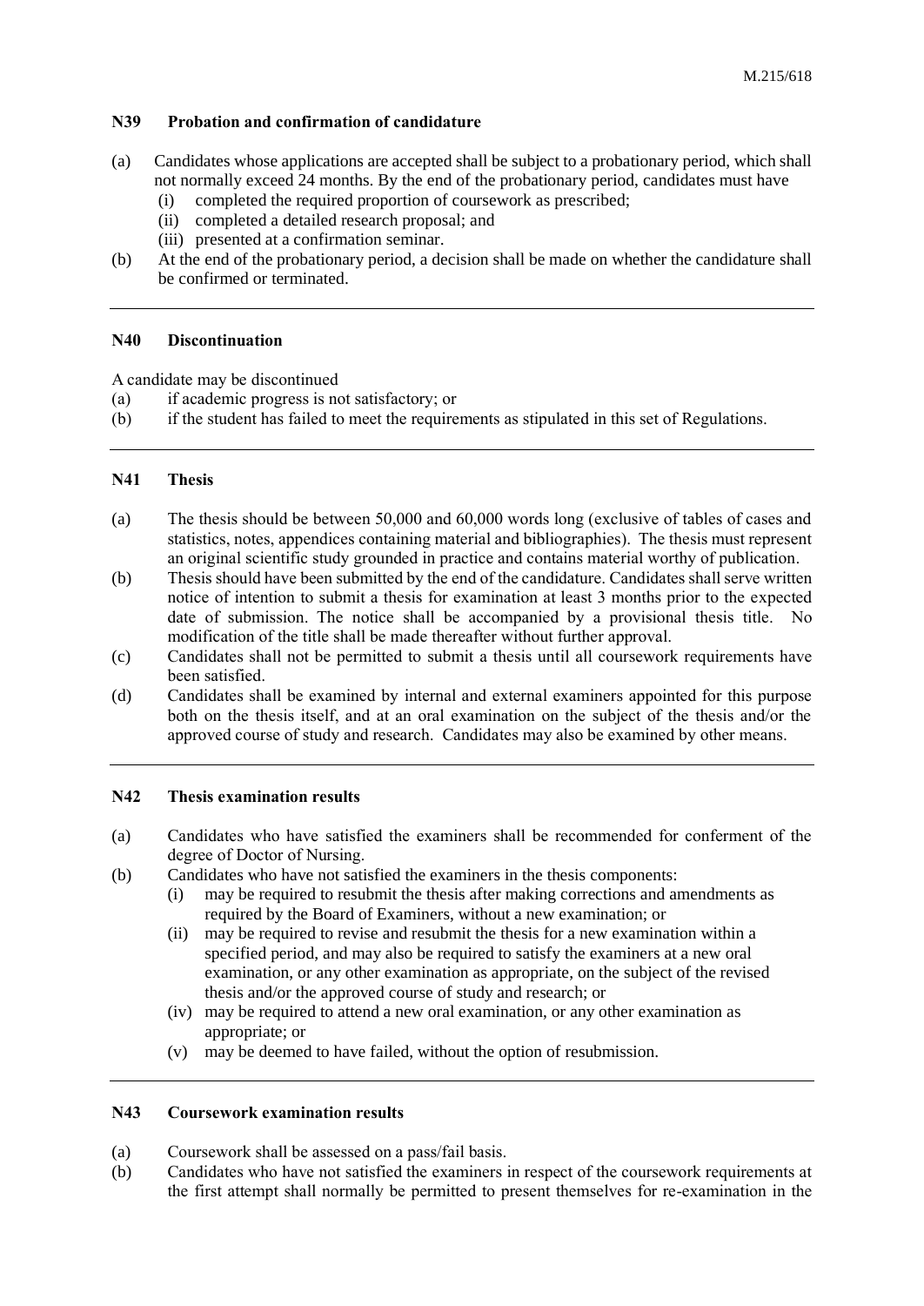### N39 Probation and confirmation of candidature

(a) Candidates whose applications are accepted shall be subject to a probationary period, which shall not normally exceed 24 months. By the end of the probationary period, candidates must have
   (i) completed the required proportion of coursework as prescribed;
   (ii) completed a detailed research proposal; and
   (iii) presented at a confirmation seminar.

(b) At the end of the probationary period, a decision shall be made on whether the candidature shall be confirmed or terminated.

---

### N40 Discontinuation

A candidate may be discontinued

(a) if academic progress is not satisfactory; or

(b) if the student has failed to meet the requirements as stipulated in this set of Regulations.

---

### N41 Thesis

(a) The thesis should be between 50,000 and 60,000 words long (exclusive of tables of cases and statistics, notes, appendices containing material and bibliographies). The thesis must represent an original scientific study grounded in practice and contains material worthy of publication.

(b) Thesis should have been submitted by the end of the candidature. Candidates shall serve written notice of intention to submit a thesis for examination at least 3 months prior to the expected date of submission. The notice shall be accompanied by a provisional thesis title. No modification of the title shall be made thereafter without further approval.

(c) Candidates shall not be permitted to submit a thesis until all coursework requirements have been satisfied.

(d) Candidates shall be examined by internal and external examiners appointed for this purpose both on the thesis itself, and at an oral examination on the subject of the thesis and/or the approved course of study and research. Candidates may also be examined by other means.

---

### N42 Thesis examination results

(a) Candidates who have satisfied the examiners shall be recommended for conferment of the degree of Doctor of Nursing.

(b) Candidates who have not satisfied the examiners in the thesis components:
   (i) may be required to resubmit the thesis after making corrections and amendments as required by the Board of Examiners, without a new examination; or
   (ii) may be required to revise and resubmit the thesis for a new examination within a specified period, and may also be required to satisfy the examiners at a new oral examination, or any other examination as appropriate, on the subject of the revised thesis and/or the approved course of study and research; or
   (iv) may be required to attend a new oral examination, or any other examination as appropriate; or
   (v) may be deemed to have failed, without the option of resubmission.

---

### N43 Coursework examination results

(a) Coursework shall be assessed on a pass/fail basis.

(b) Candidates who have not satisfied the examiners in respect of the coursework requirements at the first attempt shall normally be permitted to present themselves for re-examination in the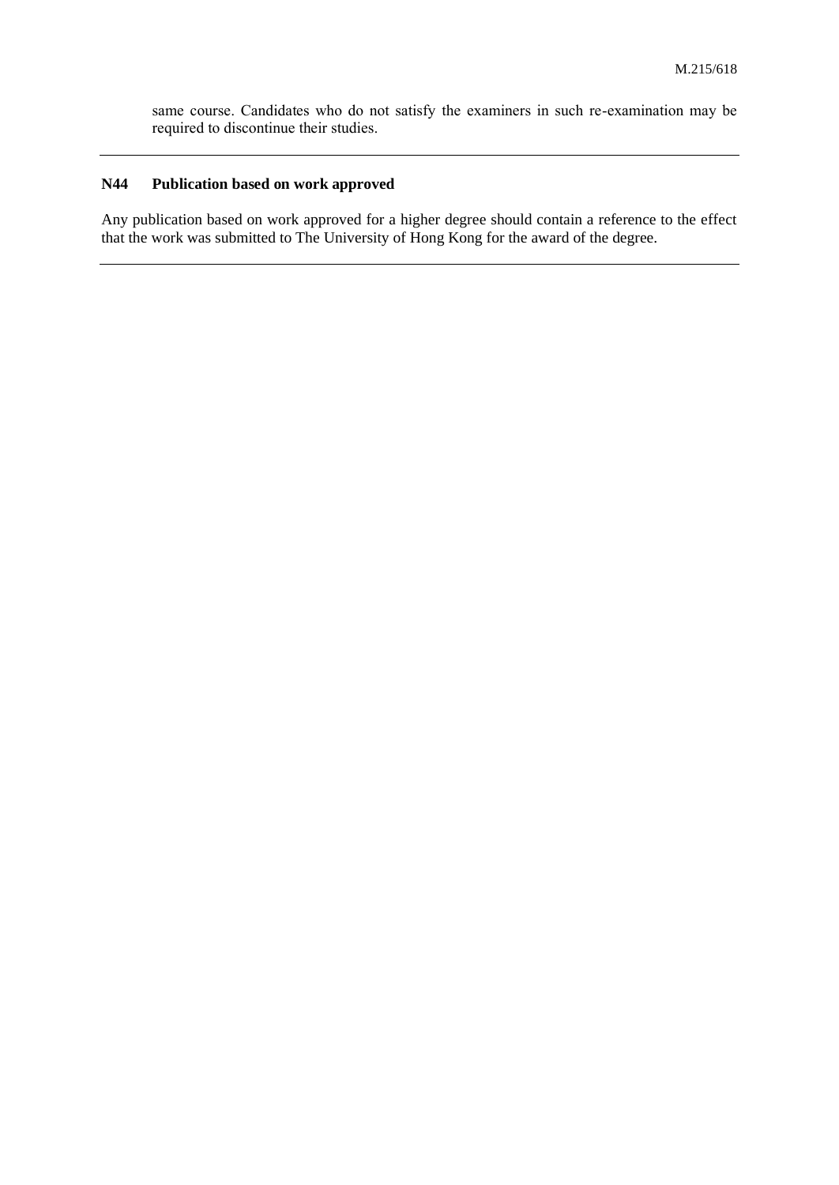same course. Candidates who do not satisfy the examiners in such re-examination may be required to discontinue their studies.

---

### N44 Publication based on work approved

Any publication based on work approved for a higher degree should contain a reference to the effect that the work was submitted to The University of Hong Kong for the award of the degree.

---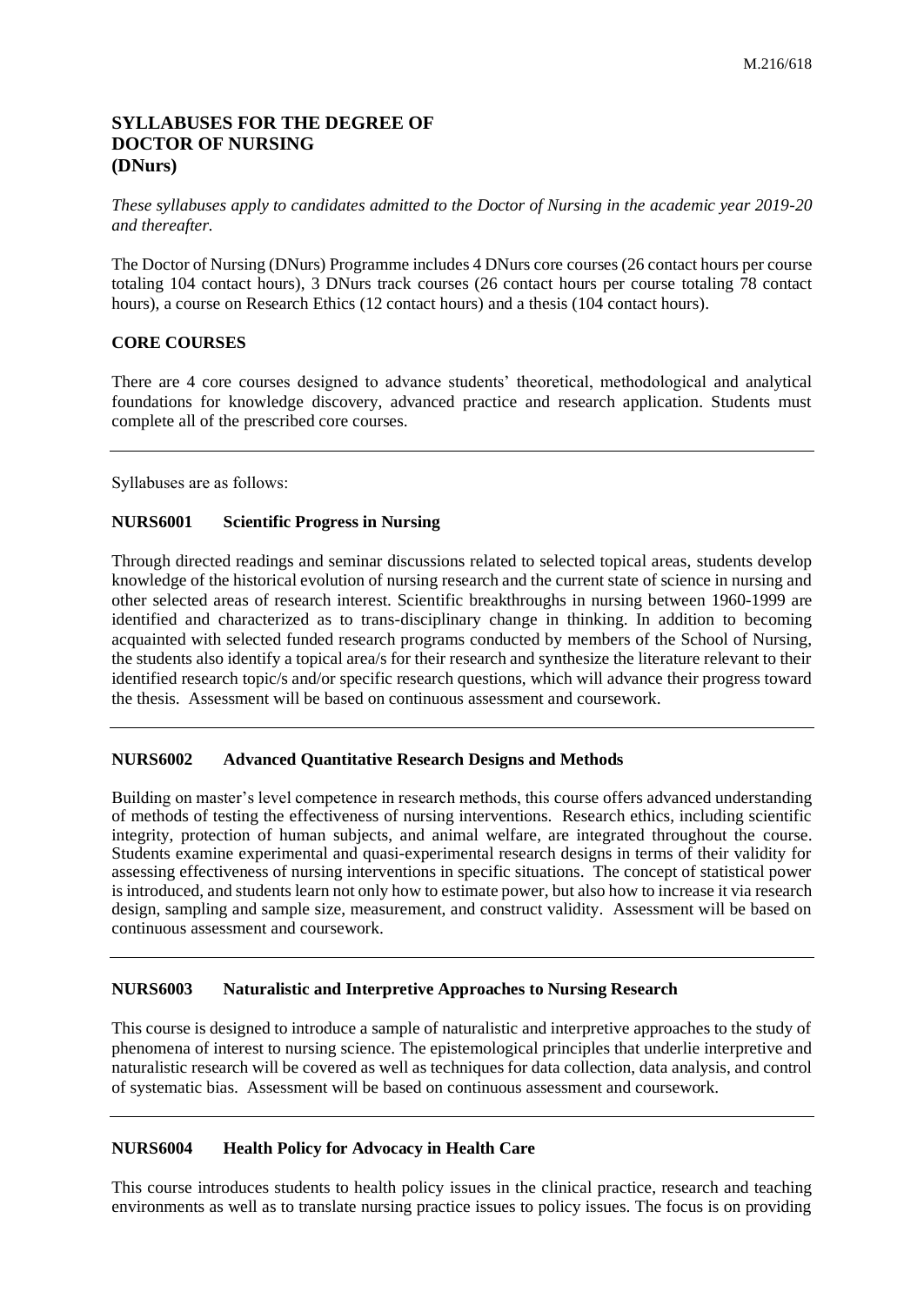# SYLLABUSES FOR THE DEGREE OF DOCTOR OF NURSING (DNurs)

*These syllabuses apply to candidates admitted to the Doctor of Nursing in the academic year 2019-20 and thereafter.*

The Doctor of Nursing (DNurs) Programme includes 4 DNurs core courses (26 contact hours per course totaling 104 contact hours), 3 DNurs track courses (26 contact hours per course totaling 78 contact hours), a course on Research Ethics (12 contact hours) and a thesis (104 contact hours).

## CORE COURSES

There are 4 core courses designed to advance students' theoretical, methodological and analytical foundations for knowledge discovery, advanced practice and research application. Students must complete all of the prescribed core courses.

---

Syllabuses are as follows:

### NURS6001 Scientific Progress in Nursing

Through directed readings and seminar discussions related to selected topical areas, students develop knowledge of the historical evolution of nursing research and the current state of science in nursing and other selected areas of research interest. Scientific breakthroughs in nursing between 1960-1999 are identified and characterized as to trans-disciplinary change in thinking. In addition to becoming acquainted with selected funded research programs conducted by members of the School of Nursing, the students also identify a topical area/s for their research and synthesize the literature relevant to their identified research topic/s and/or specific research questions, which will advance their progress toward the thesis. Assessment will be based on continuous assessment and coursework.

---

### NURS6002 Advanced Quantitative Research Designs and Methods

Building on master's level competence in research methods, this course offers advanced understanding of methods of testing the effectiveness of nursing interventions. Research ethics, including scientific integrity, protection of human subjects, and animal welfare, are integrated throughout the course. Students examine experimental and quasi-experimental research designs in terms of their validity for assessing effectiveness of nursing interventions in specific situations. The concept of statistical power is introduced, and students learn not only how to estimate power, but also how to increase it via research design, sampling and sample size, measurement, and construct validity. Assessment will be based on continuous assessment and coursework.

---

### NURS6003 Naturalistic and Interpretive Approaches to Nursing Research

This course is designed to introduce a sample of naturalistic and interpretive approaches to the study of phenomena of interest to nursing science. The epistemological principles that underlie interpretive and naturalistic research will be covered as well as techniques for data collection, data analysis, and control of systematic bias. Assessment will be based on continuous assessment and coursework.

---

### NURS6004 Health Policy for Advocacy in Health Care

This course introduces students to health policy issues in the clinical practice, research and teaching environments as well as to translate nursing practice issues to policy issues. The focus is on providing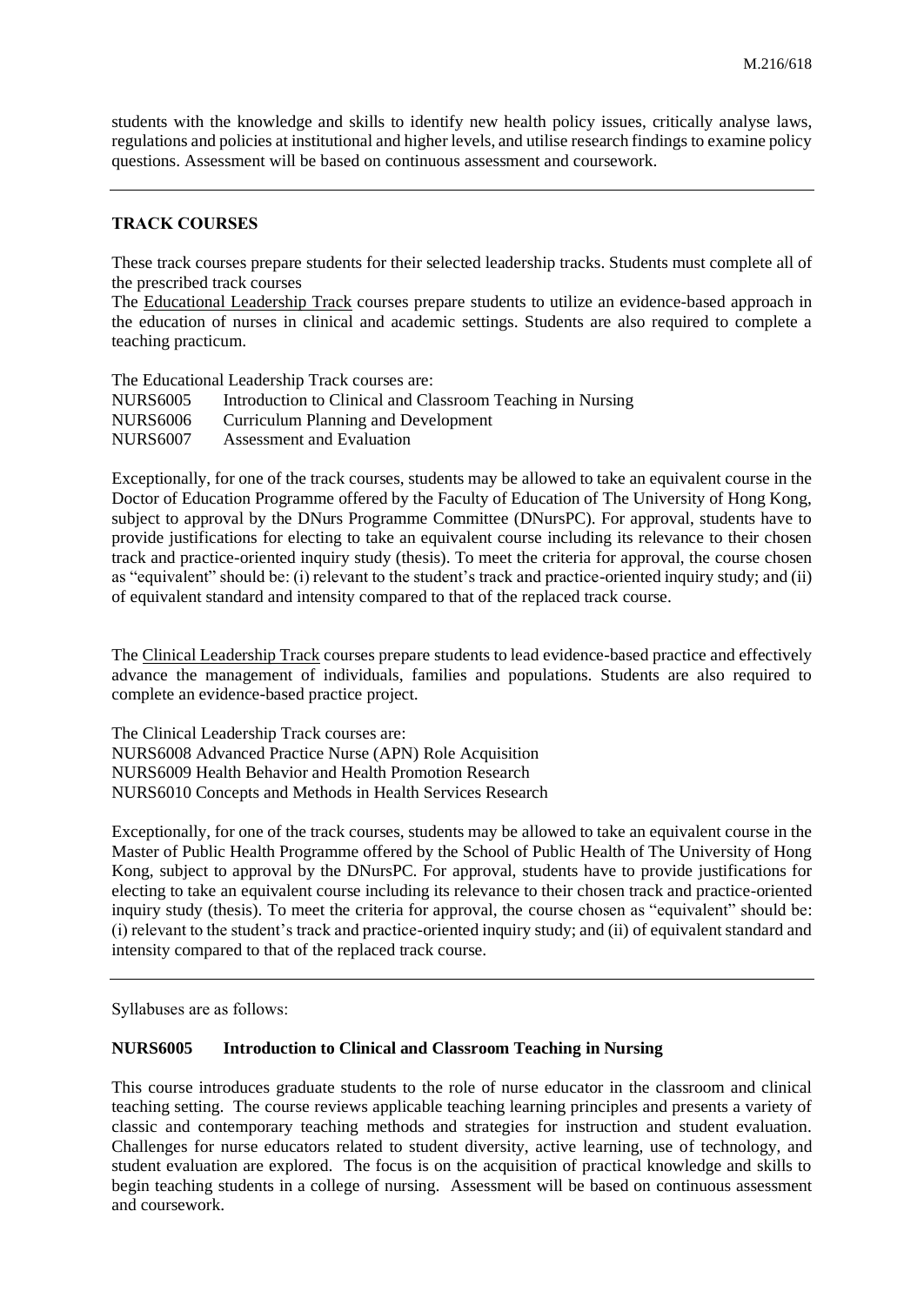students with the knowledge and skills to identify new health policy issues, critically analyse laws, regulations and policies at institutional and higher levels, and utilise research findings to examine policy questions. Assessment will be based on continuous assessment and coursework.

---

## TRACK COURSES

These track courses prepare students for their selected leadership tracks. Students must complete all of the prescribed track courses

The Educational Leadership Track courses prepare students to utilize an evidence-based approach in the education of nurses in clinical and academic settings. Students are also required to complete a teaching practicum.

The Educational Leadership Track courses are:

NURS6005 Introduction to Clinical and Classroom Teaching in Nursing
NURS6006 Curriculum Planning and Development
NURS6007 Assessment and Evaluation

Exceptionally, for one of the track courses, students may be allowed to take an equivalent course in the Doctor of Education Programme offered by the Faculty of Education of The University of Hong Kong, subject to approval by the DNurs Programme Committee (DNursPC). For approval, students have to provide justifications for electing to take an equivalent course including its relevance to their chosen track and practice-oriented inquiry study (thesis). To meet the criteria for approval, the course chosen as "equivalent" should be: (i) relevant to the student's track and practice-oriented inquiry study; and (ii) of equivalent standard and intensity compared to that of the replaced track course.

The Clinical Leadership Track courses prepare students to lead evidence-based practice and effectively advance the management of individuals, families and populations. Students are also required to complete an evidence-based practice project.

The Clinical Leadership Track courses are:

NURS6008 Advanced Practice Nurse (APN) Role Acquisition
NURS6009 Health Behavior and Health Promotion Research
NURS6010 Concepts and Methods in Health Services Research

Exceptionally, for one of the track courses, students may be allowed to take an equivalent course in the Master of Public Health Programme offered by the School of Public Health of The University of Hong Kong, subject to approval by the DNursPC. For approval, students have to provide justifications for electing to take an equivalent course including its relevance to their chosen track and practice-oriented inquiry study (thesis). To meet the criteria for approval, the course chosen as "equivalent" should be: (i) relevant to the student's track and practice-oriented inquiry study; and (ii) of equivalent standard and intensity compared to that of the replaced track course.

---

Syllabuses are as follows:

### NURS6005 Introduction to Clinical and Classroom Teaching in Nursing

This course introduces graduate students to the role of nurse educator in the classroom and clinical teaching setting. The course reviews applicable teaching learning principles and presents a variety of classic and contemporary teaching methods and strategies for instruction and student evaluation. Challenges for nurse educators related to student diversity, active learning, use of technology, and student evaluation are explored. The focus is on the acquisition of practical knowledge and skills to begin teaching students in a college of nursing. Assessment will be based on continuous assessment and coursework.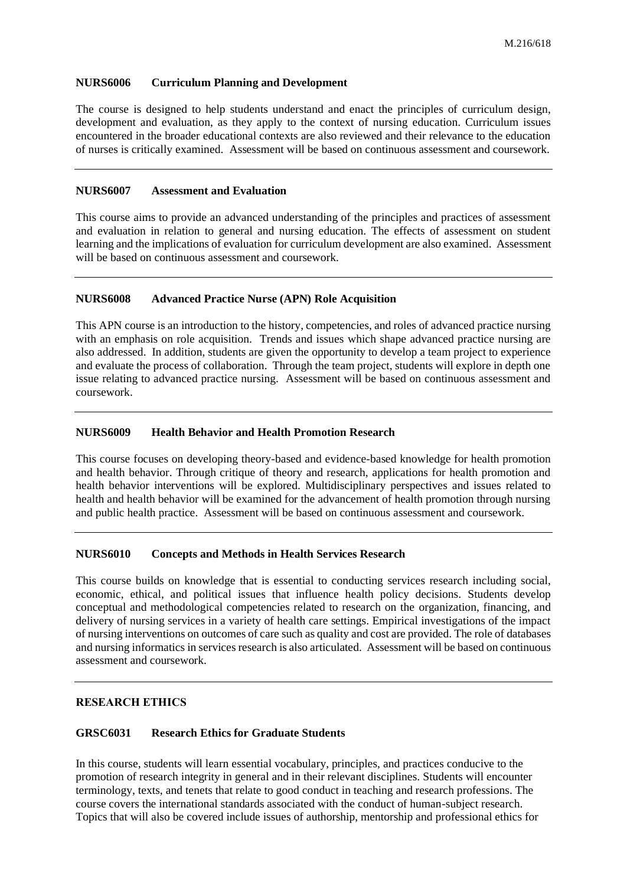### NURS6006 Curriculum Planning and Development

The course is designed to help students understand and enact the principles of curriculum design, development and evaluation, as they apply to the context of nursing education. Curriculum issues encountered in the broader educational contexts are also reviewed and their relevance to the education of nurses is critically examined. Assessment will be based on continuous assessment and coursework.

---

### NURS6007 Assessment and Evaluation

This course aims to provide an advanced understanding of the principles and practices of assessment and evaluation in relation to general and nursing education. The effects of assessment on student learning and the implications of evaluation for curriculum development are also examined. Assessment will be based on continuous assessment and coursework.

---

### NURS6008 Advanced Practice Nurse (APN) Role Acquisition

This APN course is an introduction to the history, competencies, and roles of advanced practice nursing with an emphasis on role acquisition. Trends and issues which shape advanced practice nursing are also addressed. In addition, students are given the opportunity to develop a team project to experience and evaluate the process of collaboration. Through the team project, students will explore in depth one issue relating to advanced practice nursing. Assessment will be based on continuous assessment and coursework.

---

### NURS6009 Health Behavior and Health Promotion Research

This course focuses on developing theory-based and evidence-based knowledge for health promotion and health behavior. Through critique of theory and research, applications for health promotion and health behavior interventions will be explored. Multidisciplinary perspectives and issues related to health and health behavior will be examined for the advancement of health promotion through nursing and public health practice. Assessment will be based on continuous assessment and coursework.

---

### NURS6010 Concepts and Methods in Health Services Research

This course builds on knowledge that is essential to conducting services research including social, economic, ethical, and political issues that influence health policy decisions. Students develop conceptual and methodological competencies related to research on the organization, financing, and delivery of nursing services in a variety of health care settings. Empirical investigations of the impact of nursing interventions on outcomes of care such as quality and cost are provided. The role of databases and nursing informatics in services research is also articulated. Assessment will be based on continuous assessment and coursework.

---

## RESEARCH ETHICS

### GRSC6031 Research Ethics for Graduate Students

In this course, students will learn essential vocabulary, principles, and practices conducive to the promotion of research integrity in general and in their relevant disciplines. Students will encounter terminology, texts, and tenets that relate to good conduct in teaching and research professions. The course covers the international standards associated with the conduct of human-subject research. Topics that will also be covered include issues of authorship, mentorship and professional ethics for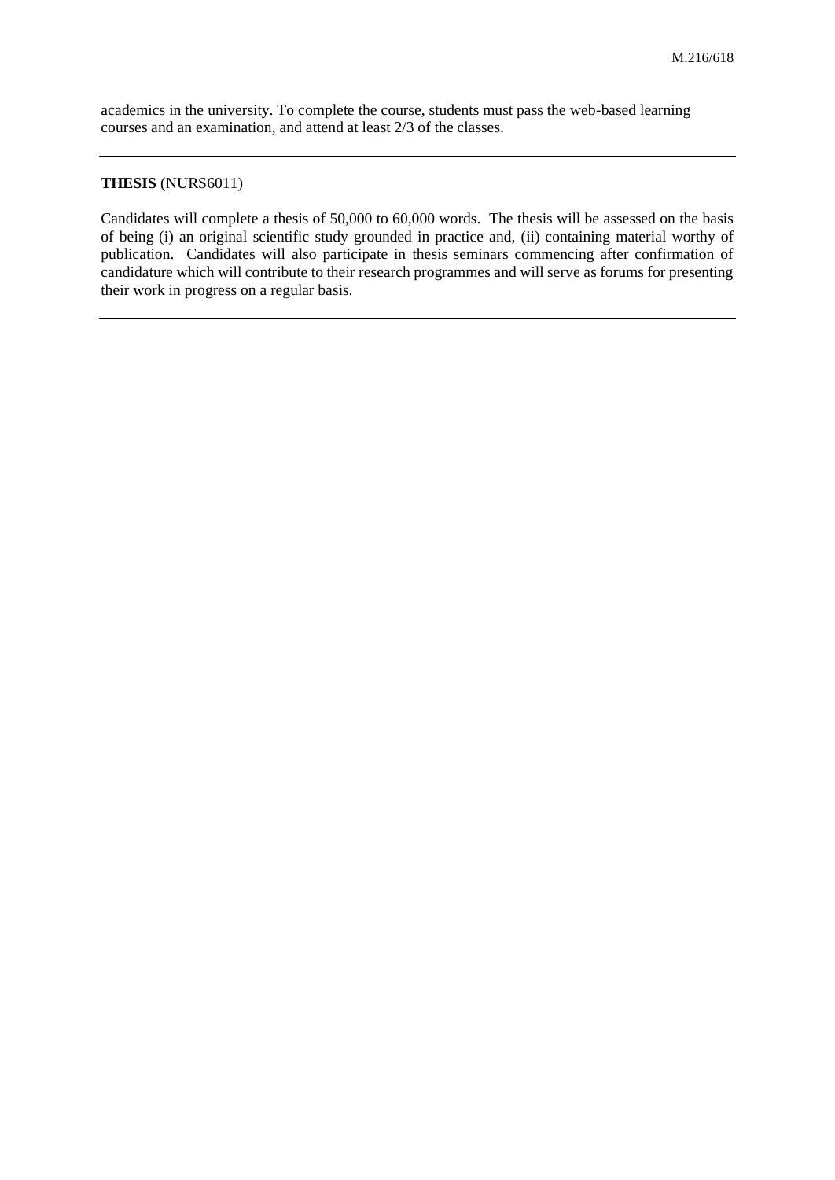academics in the university. To complete the course, students must pass the web-based learning courses and an examination, and attend at least 2/3 of the classes.

---

**THESIS** (NURS6011)

Candidates will complete a thesis of 50,000 to 60,000 words. The thesis will be assessed on the basis of being (i) an original scientific study grounded in practice and, (ii) containing material worthy of publication. Candidates will also participate in thesis seminars commencing after confirmation of candidature which will contribute to their research programmes and will serve as forums for presenting their work in progress on a regular basis.

---